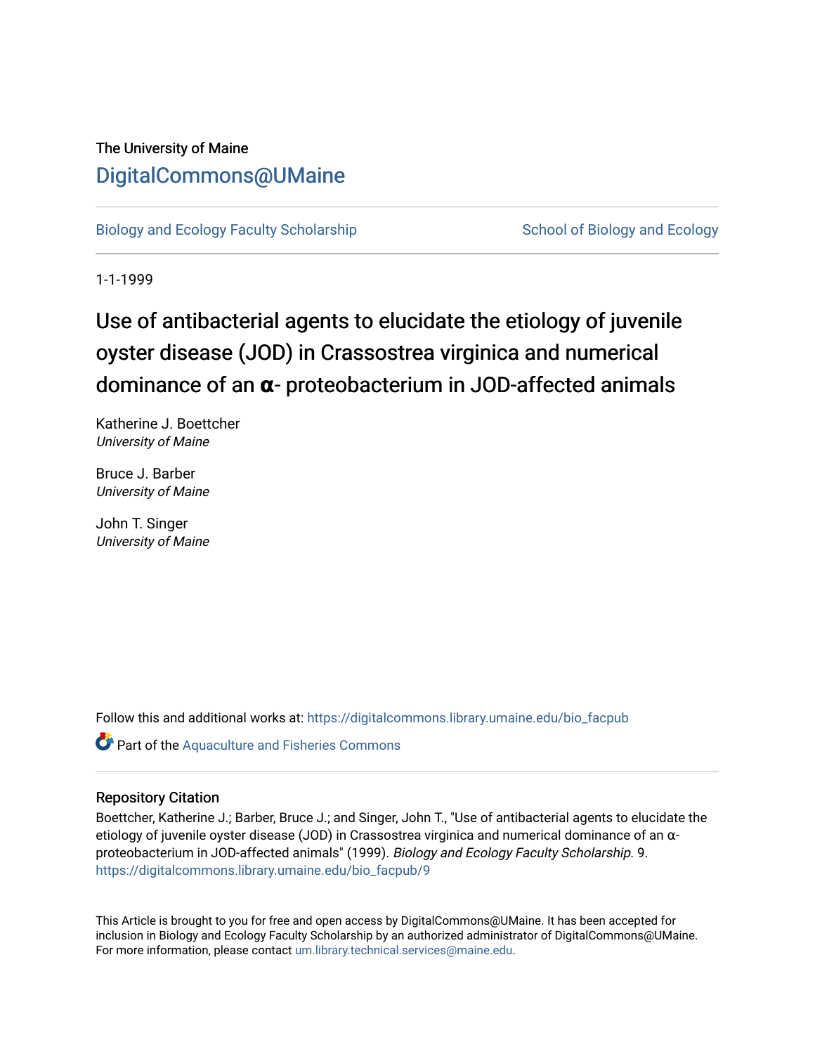The University of Maine

DigitalCommons@UMaine

Biology and Ecology Faculty Scholarship

School of Biology and Ecology

1-1-1999

# Use of antibacterial agents to elucidate the etiology of juvenile oyster disease (JOD) in Crassostrea virginica and numerical dominance of an **α**- proteobacterium in JOD-affected animals

Katherine J. Boettcher
*University of Maine*

Bruce J. Barber
*University of Maine*

John T. Singer
*University of Maine*

Follow this and additional works at: https://digitalcommons.library.umaine.edu/bio_facpub

Part of the Aquaculture and Fisheries Commons

## Repository Citation

Boettcher, Katherine J.; Barber, Bruce J.; and Singer, John T., "Use of antibacterial agents to elucidate the etiology of juvenile oyster disease (JOD) in Crassostrea virginica and numerical dominance of an α-proteobacterium in JOD-affected animals" (1999). *Biology and Ecology Faculty Scholarship*. 9.
https://digitalcommons.library.umaine.edu/bio_facpub/9

This Article is brought to you for free and open access by DigitalCommons@UMaine. It has been accepted for inclusion in Biology and Ecology Faculty Scholarship by an authorized administrator of DigitalCommons@UMaine. For more information, please contact um.library.technical.services@maine.edu.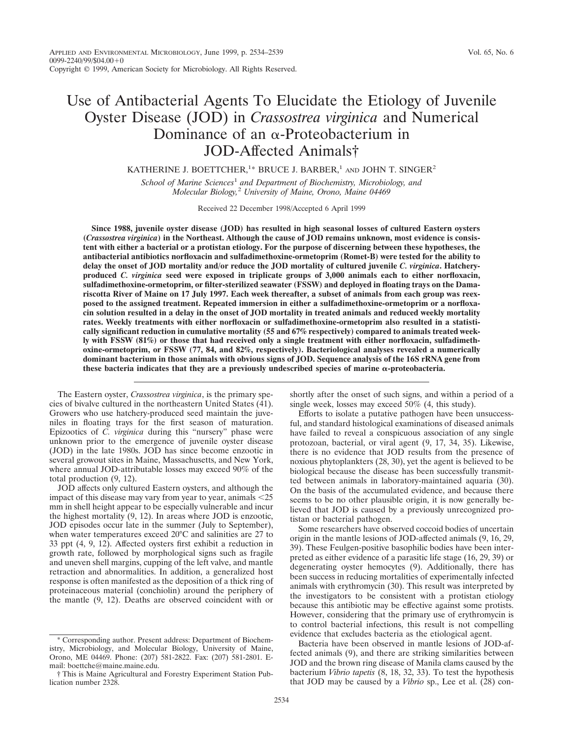# Use of Antibacterial Agents To Elucidate the Etiology of Juvenile Oyster Disease (JOD) in *Crassostrea virginica* and Numerical Dominance of an α-Proteobacterium in JOD-Affected Animals†

KATHERINE J. BOETTCHER,[1]* BRUCE J. BARBER,[1] AND JOHN T. SINGER[2]

*School of Marine Sciences*[1] *and Department of Biochemistry, Microbiology, and Molecular Biology,*[2] *University of Maine, Orono, Maine 04469*

Received 22 December 1998/Accepted 6 April 1999

**Since 1988, juvenile oyster disease (JOD) has resulted in high seasonal losses of cultured Eastern oysters (*Crassostrea virginica*) in the Northeast. Although the cause of JOD remains unknown, most evidence is consistent with either a bacterial or a protistan etiology. For the purpose of discerning between these hypotheses, the antibacterial antibiotics norfloxacin and sulfadimethoxine-ormetoprim (Romet-B) were tested for the ability to delay the onset of JOD mortality and/or reduce the JOD mortality of cultured juvenile *C. virginica*. Hatchery-produced *C. virginica* seed were exposed in triplicate groups of 3,000 animals each to either norfloxacin, sulfadimethoxine-ormetoprim, or filter-sterilized seawater (FSSW) and deployed in floating trays on the Damariscotta River of Maine on 17 July 1997. Each week thereafter, a subset of animals from each group was reexposed to the assigned treatment. Repeated immersion in either a sulfadimethoxine-ormetoprim or a norfloxacin solution resulted in a delay in the onset of JOD mortality in treated animals and reduced weekly mortality rates. Weekly treatments with either norfloxacin or sulfadimethoxine-ormetoprim also resulted in a statistically significant reduction in cumulative mortality (55 and 67% respectively) compared to animals treated weekly with FSSW (81%) or those that had received only a single treatment with either norfloxacin, sulfadimethoxine-ormetoprim, or FSSW (77, 84, and 82%, respectively). Bacteriological analyses revealed a numerically dominant bacterium in those animals with obvious signs of JOD. Sequence analysis of the 16S rRNA gene from these bacteria indicates that they are a previously undescribed species of marine α-proteobacteria.**

The Eastern oyster, *Crassostrea virginica*, is the primary species of bivalve cultured in the northeastern United States (41). Growers who use hatchery-produced seed maintain the juveniles in floating trays for the first season of maturation. Epizootics of *C. virginica* during this "nursery" phase were unknown prior to the emergence of juvenile oyster disease (JOD) in the late 1980s. JOD has since become enzootic in several growout sites in Maine, Massachusetts, and New York, where annual JOD-attributable losses may exceed 90% of the total production (9, 12).

JOD affects only cultured Eastern oysters, and although the impact of this disease may vary from year to year, animals <25 mm in shell height appear to be especially vulnerable and incur the highest mortality (9, 12). In areas where JOD is enzootic, JOD episodes occur late in the summer (July to September), when water temperatures exceed 20°C and salinities are 27 to 33 ppt (4, 9, 12). Affected oysters first exhibit a reduction in growth rate, followed by morphological signs such as fragile and uneven shell margins, cupping of the left valve, and mantle retraction and abnormalities. In addition, a generalized host response is often manifested as the deposition of a thick ring of proteinaceous material (conchiolin) around the periphery of the mantle (9, 12). Deaths are observed coincident with or shortly after the onset of such signs, and within a period of a single week, losses may exceed 50% (4, this study).

Efforts to isolate a putative pathogen have been unsuccessful, and standard histological examinations of diseased animals have failed to reveal a conspicuous association of any single protozoan, bacterial, or viral agent (9, 17, 34, 35). Likewise, there is no evidence that JOD results from the presence of noxious phytoplankters (28, 30), yet the agent is believed to be biological because the disease has been successfully transmitted between animals in laboratory-maintained aquaria (30). On the basis of the accumulated evidence, and because there seems to be no other plausible origin, it is now generally believed that JOD is caused by a previously unrecognized protistan or bacterial pathogen.

Some researchers have observed coccoid bodies of uncertain origin in the mantle lesions of JOD-affected animals (9, 16, 29, 39). These Feulgen-positive basophilic bodies have been interpreted as either evidence of a parasitic life stage (16, 29, 39) or degenerating oyster hemocytes (9). Additionally, there has been success in reducing mortalities of experimentally infected animals with erythromycin (30). This result was interpreted by the investigators to be consistent with a protistan etiology because this antibiotic may be effective against some protists. However, considering that the primary use of erythromycin is to control bacterial infections, this result is not compelling evidence that excludes bacteria as the etiological agent.

Bacteria have been observed in mantle lesions of JOD-affected animals (9), and there are striking similarities between JOD and the brown ring disease of Manila clams caused by the bacterium *Vibrio tapetis* (8, 18, 32, 33). To test the hypothesis that JOD may be caused by a *Vibrio* sp., Lee et al. (28) con-

\* Corresponding author. Present address: Department of Biochemistry, Microbiology, and Molecular Biology, University of Maine, Orono, ME 04469. Phone: (207) 581-2822. Fax: (207) 581-2801. E-mail: boettche@maine.maine.edu.

† This is Maine Agricultural and Forestry Experiment Station Publication number 2328.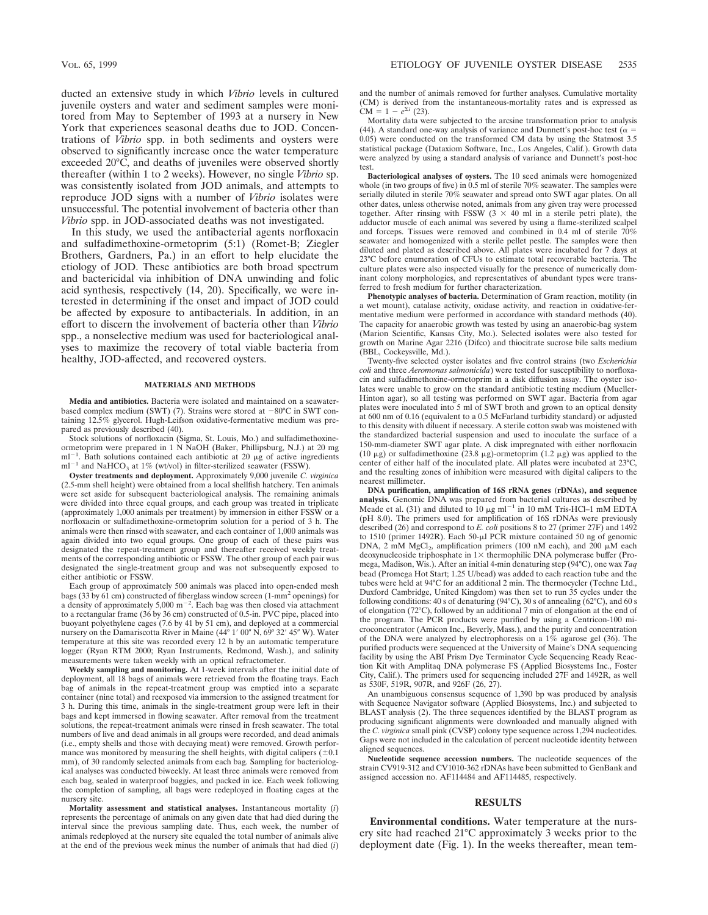ducted an extensive study in which *Vibrio* levels in cultured juvenile oysters and water and sediment samples were monitored from May to September of 1993 at a nursery in New York that experiences seasonal deaths due to JOD. Concentrations of *Vibrio* spp. in both sediments and oysters were observed to significantly increase once the water temperature exceeded 20°C, and deaths of juveniles were observed shortly thereafter (within 1 to 2 weeks). However, no single *Vibrio* sp. was consistently isolated from JOD animals, and attempts to reproduce JOD signs with a number of *Vibrio* isolates were unsuccessful. The potential involvement of bacteria other than *Vibrio* spp. in JOD-associated deaths was not investigated.

In this study, we used the antibacterial agents norfloxacin and sulfadimethoxine-ormetoprim (5:1) (Romet-B; Ziegler Brothers, Gardners, Pa.) in an effort to help elucidate the etiology of JOD. These antibiotics are both broad spectrum and bactericidal via inhibition of DNA unwinding and folic acid synthesis, respectively (14, 20). Specifically, we were interested in determining if the onset and impact of JOD could be affected by exposure to antibacterials. In addition, in an effort to discern the involvement of bacteria other than *Vibrio* spp., a nonselective medium was used for bacteriological analyses to maximize the recovery of total viable bacteria from healthy, JOD-affected, and recovered oysters.

## MATERIALS AND METHODS

**Media and antibiotics.** Bacteria were isolated and maintained on a seawater-based complex medium (SWT) (7). Strains were stored at −80°C in SWT containing 12.5% glycerol. Hugh-Leifson oxidative-fermentative medium was prepared as previously described (40).

Stock solutions of norfloxacin (Sigma, St. Louis, Mo.) and sulfadimethoxine-ormetoprim were prepared in 1 N NaOH (Baker, Phillipsburg, N.J.) at 20 mg $ml^{-1}$. Bath solutions contained each antibiotic at 20 μg of active ingredients $ml^{-1}$ and $NaHCO_3$ at 1% (wt/vol) in filter-sterilized seawater (FSSW).

**Oyster treatments and deployment.** Approximately 9,000 juvenile *C. virginica* (2.5-mm shell height) were obtained from a local shellfish hatchery. Ten animals were set aside for subsequent bacteriological analysis. The remaining animals were divided into three equal groups, and each group was treated in triplicate (approximately 1,000 animals per treatment) by immersion in either FSSW or a norfloxacin or sulfadimethoxine-ormetoprim solution for a period of 3 h. The animals were then rinsed with seawater, and each container of 1,000 animals was again divided into two equal groups. One group of each of these pairs was designated the repeat-treatment group and thereafter received weekly treatments of the corresponding antibiotic or FSSW. The other group of each pair was designated the single-treatment group and was not subsequently exposed to either antibiotic or FSSW.

Each group of approximately 500 animals was placed into open-ended mesh bags (33 by 61 cm) constructed of fiberglass window screen (1-$mm^2$ openings) for a density of approximately 5,000 $m^{-2}$. Each bag was then closed via attachment to a rectangular frame (36 by 36 cm) constructed of 0.5-in. PVC pipe, placed into buoyant polyethylene cages (7.6 by 41 by 51 cm), and deployed at a commercial nursery on the Damariscotta River in Maine (44° 1′ 00″ N, 69° 32′ 45″ W). Water temperature at this site was recorded every 12 h by an automatic temperature logger (Ryan RTM 2000; Ryan Instruments, Redmond, Wash.), and salinity measurements were taken weekly with an optical refractometer.

**Weekly sampling and monitoring.** At 1-week intervals after the initial date of deployment, all 18 bags of animals were retrieved from the floating trays. Each bag of animals in the repeat-treatment group was emptied into a separate container (nine total) and reexposed via immersion to the assigned treatment for 3 h. During this time, animals in the single-treatment group were left in their bags and kept immersed in flowing seawater. After removal from the treatment solutions, the repeat-treatment animals were rinsed in fresh seawater. The total numbers of live and dead animals in all groups were recorded, and dead animals (i.e., empty shells and those with decaying meat) were removed. Growth performance was monitored by measuring the shell heights, with digital calipers (±0.1 mm), of 30 randomly selected animals from each bag. Sampling for bacteriological analyses was conducted biweekly. At least three animals were removed from each bag, sealed in waterproof baggies, and packed in ice. Each week following the completion of sampling, all bags were redeployed in floating cages at the nursery site.

**Mortality assessment and statistical analyses.** Instantaneous mortality ($i$) represents the percentage of animals on any given date that had died during the interval since the previous sampling date. Thus, each week, the number of animals redeployed at the nursery site equaled the total number of animals alive at the end of the previous week minus the number of animals that had died ($i$) and the number of animals removed for further analyses. Cumulative mortality (CM) is derived from the instantaneous-mortality rates and is expressed as $CM = 1 - e^{\Sigma i}$ (23).

Mortality data were subjected to the arcsine transformation prior to analysis (44). A standard one-way analysis of variance and Dunnett's post-hoc test ($\alpha = 0.05$) were conducted on the transformed CM data by using the Statmost 3.5 statistical package (Dataxiom Software, Inc., Los Angeles, Calif.). Growth data were analyzed by using a standard analysis of variance and Dunnett's post-hoc test.

**Bacteriological analyses of oysters.** The 10 seed animals were homogenized whole (in two groups of five) in 0.5 ml of sterile 70% seawater. The samples were serially diluted in sterile 70% seawater and spread onto SWT agar plates. On all other dates, unless otherwise noted, animals from any given tray were processed together. After rinsing with FSSW (3 × 40 ml in a sterile petri plate), the adductor muscle of each animal was severed by using a flame-sterilized scalpel and forceps. Tissues were removed and combined in 0.4 ml of sterile 70% seawater and homogenized with a sterile pellet pestle. The samples were then diluted and plated as described above. All plates were incubated for 7 days at 23°C before enumeration of CFUs to estimate total recoverable bacteria. The culture plates were also inspected visually for the presence of numerically dominant colony morphologies, and representatives of abundant types were transferred to fresh medium for further characterization.

**Phenotypic analyses of bacteria.** Determination of Gram reaction, motility (in a wet mount), catalase activity, oxidase activity, and reaction in oxidative-fermentative medium were performed in accordance with standard methods (40). The capacity for anaerobic growth was tested by using an anaerobic-bag system (Marion Scientific, Kansas City, Mo.). Selected isolates were also tested for growth on Marine Agar 2216 (Difco) and thiocitrate sucrose bile salts medium (BBL, Cockeysville, Md.).

Twenty-five selected oyster isolates and five control strains (two *Escherichia coli* and three *Aeromonas salmonicida*) were tested for susceptibility to norfloxacin and sulfadimethoxine-ormetoprim in a disk diffusion assay. The oyster isolates were unable to grow on the standard antibiotic testing medium (Mueller-Hinton agar), so all testing was performed on SWT agar. Bacteria from agar plates were inoculated into 5 ml of SWT broth and grown to an optical density at 600 nm of 0.16 (equivalent to a 0.5 McFarland turbidity standard) or adjusted to this density with diluent if necessary. A sterile cotton swab was moistened with the standardized bacterial suspension and used to inoculate the surface of a 150-mm-diameter SWT agar plate. A disk impregnated with either norfloxacin (10 μg) or sulfadimethoxine (23.8 μg)-ormetoprim (1.2 μg) was applied to the center of either half of the inoculated plate. All plates were incubated at 23°C, and the resulting zones of inhibition were measured with digital calipers to the nearest millimeter.

**DNA purification, amplification of 16S rRNA genes (rDNAs), and sequence analysis.** Genomic DNA was prepared from bacterial cultures as described by Meade et al. (31) and diluted to 10 μg $ml^{-1}$ in 10 mM Tris-HCl–1 mM EDTA (pH 8.0). The primers used for amplification of 16S rDNAs were previously described (26) and correspond to *E. coli* positions 8 to 27 (primer 27F) and 1492 to 1510 (primer 1492R). Each 50-μl PCR mixture contained 50 ng of genomic DNA, 2 mM $MgCl_2$, amplification primers (100 nM each), and 200 μM each deoxynucleoside triphosphate in 1× thermophilic DNA polymerase buffer (Promega, Madison, Wis.). After an initial 4-min denaturing step (94°C), one wax *Taq* bead (Promega Hot Start; 1.25 U/bead) was added to each reaction tube and the tubes were held at 94°C for an additional 2 min. The thermocycler (Techne Ltd., Duxford Cambridge, United Kingdom) was then set to run 35 cycles under the following conditions: 40 s of denaturing (94°C), 30 s of annealing (62°C), and 60 s of elongation (72°C), followed by an additional 7 min of elongation at the end of the program. The PCR products were purified by using a Centricon-100 microconcentrator (Amicon Inc., Beverly, Mass.), and the purity and concentration of the DNA were analyzed by electrophoresis on a 1% agarose gel (36). The purified products were sequenced at the University of Maine's DNA sequencing facility by using the ABI Prism Dye Terminator Cycle Sequencing Ready Reaction Kit with Amplitaq DNA polymerase FS (Applied Biosystems Inc., Foster City, Calif.). The primers used for sequencing included 27F and 1492R, as well as 530F, 519R, 907R, and 926F (26, 27).

An unambiguous consensus sequence of 1,390 bp was produced by analysis with Sequence Navigator software (Applied Biosystems, Inc.) and subjected to BLAST analysis (2). The three sequences identified by the BLAST program as producing significant alignments were downloaded and manually aligned with the *C. virginica* small pink (CVSP) colony type sequence across 1,294 nucleotides. Gaps were not included in the calculation of percent nucleotide identity between aligned sequences.

**Nucleotide sequence accession numbers.** The nucleotide sequences of the strain CV919-312 and CV1010-362 rDNAs have been submitted to GenBank and assigned accession no. AF114484 and AF114485, respectively.

## RESULTS

**Environmental conditions.** Water temperature at the nursery site had reached 21°C approximately 3 weeks prior to the deployment date (Fig. 1). In the weeks thereafter, mean tem-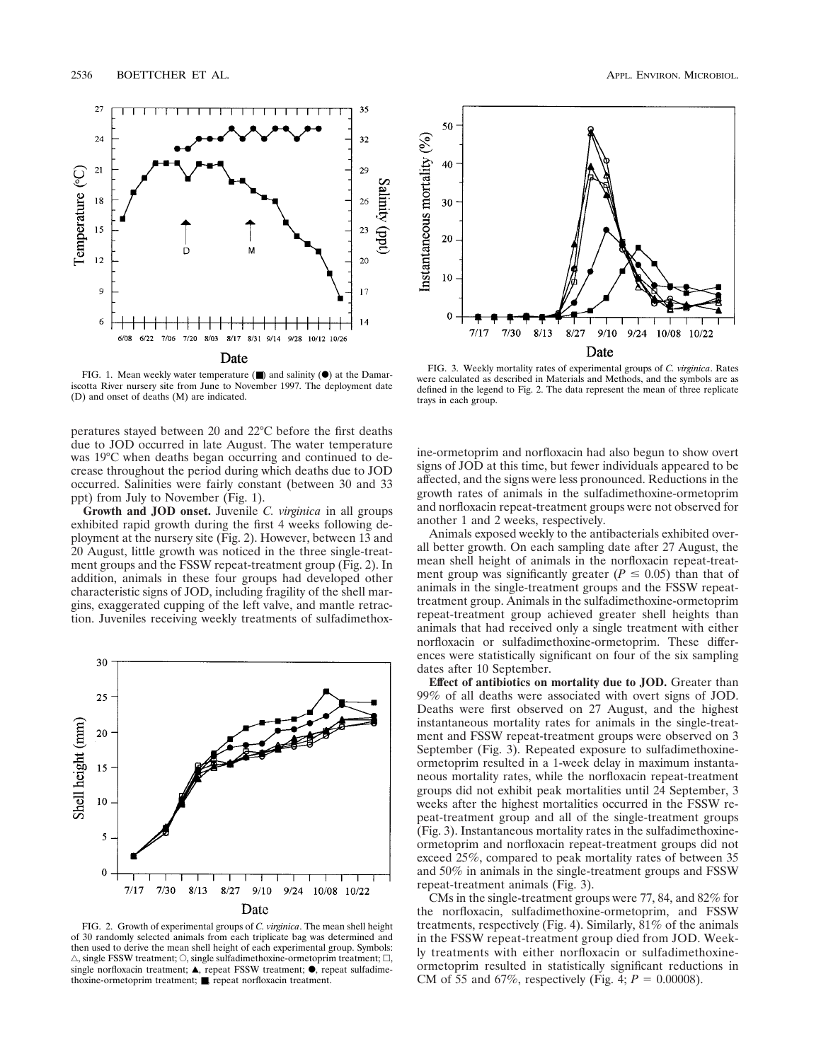FIG. 1. Mean weekly water temperature (■) and salinity (●) at the Damariscotta River nursery site from June to November 1997. The deployment date (D) and onset of deaths (M) are indicated.

FIG. 2. Growth of experimental groups of *C. virginica*. The mean shell height of 30 randomly selected animals from each triplicate bag was determined and then used to derive the mean shell height of each experimental group. Symbols: △, single FSSW treatment; ○, single sulfadimethoxine-ormetoprim treatment; □, single norfloxacin treatment; ▲, repeat FSSW treatment; ●, repeat sulfadimethoxine-ormetoprim treatment; ■, repeat norfloxacin treatment.

FIG. 3. Weekly mortality rates of experimental groups of *C. virginica*. Rates were calculated as described in Materials and Methods, and the symbols are as defined in the legend to Fig. 2. The data represent the mean of three replicate trays in each group.

peratures stayed between 20 and 22°C before the first deaths due to JOD occurred in late August. The water temperature was 19°C when deaths began occurring and continued to decrease throughout the period during which deaths due to JOD occurred. Salinities were fairly constant (between 30 and 33 ppt) from July to November (Fig. 1).

**Growth and JOD onset.** Juvenile *C. virginica* in all groups exhibited rapid growth during the first 4 weeks following deployment at the nursery site (Fig. 2). However, between 13 and 20 August, little growth was noticed in the three single-treatment groups and the FSSW repeat-treatment group (Fig. 2). In addition, animals in these four groups had developed other characteristic signs of JOD, including fragility of the shell margins, exaggerated cupping of the left valve, and mantle retraction. Juveniles receiving weekly treatments of sulfadimethoxine-ormetoprim and norfloxacin had also begun to show overt signs of JOD at this time, but fewer individuals appeared to be affected, and the signs were less pronounced. Reductions in the growth rates of animals in the sulfadimethoxine-ormetoprim and norfloxacin repeat-treatment groups were not observed for another 1 and 2 weeks, respectively.

Animals exposed weekly to the antibacterials exhibited overall better growth. On each sampling date after 27 August, the mean shell height of animals in the norfloxacin repeat-treatment group was significantly greater ($P \leq 0.05$) than that of animals in the single-treatment groups and the FSSW repeat-treatment group. Animals in the sulfadimethoxine-ormetoprim repeat-treatment group achieved greater shell heights than animals that had received only a single treatment with either norfloxacin or sulfadimethoxine-ormetoprim. These differences were statistically significant on four of the six sampling dates after 10 September.

**Effect of antibiotics on mortality due to JOD.** Greater than 99% of all deaths were associated with overt signs of JOD. Deaths were first observed on 27 August, and the highest instantaneous mortality rates for animals in the single-treatment and FSSW repeat-treatment groups were observed on 3 September (Fig. 3). Repeated exposure to sulfadimethoxine-ormetoprim resulted in a 1-week delay in maximum instantaneous mortality rates, while the norfloxacin repeat-treatment groups did not exhibit peak mortalities until 24 September, 3 weeks after the highest mortalities occurred in the FSSW repeat-treatment group and all of the single-treatment groups (Fig. 3). Instantaneous mortality rates in the sulfadimethoxine-ormetoprim and norfloxacin repeat-treatment groups did not exceed 25%, compared to peak mortality rates of between 35 and 50% in animals in the single-treatment groups and FSSW repeat-treatment animals (Fig. 3).

CMs in the single-treatment groups were 77, 84, and 82% for the norfloxacin, sulfadimethoxine-ormetoprim, and FSSW treatments, respectively (Fig. 4). Similarly, 81% of the animals in the FSSW repeat-treatment group died from JOD. Weekly treatments with either norfloxacin or sulfadimethoxine-ormetoprim resulted in statistically significant reductions in CM of 55 and 67%, respectively (Fig. 4; $P = 0.00008$).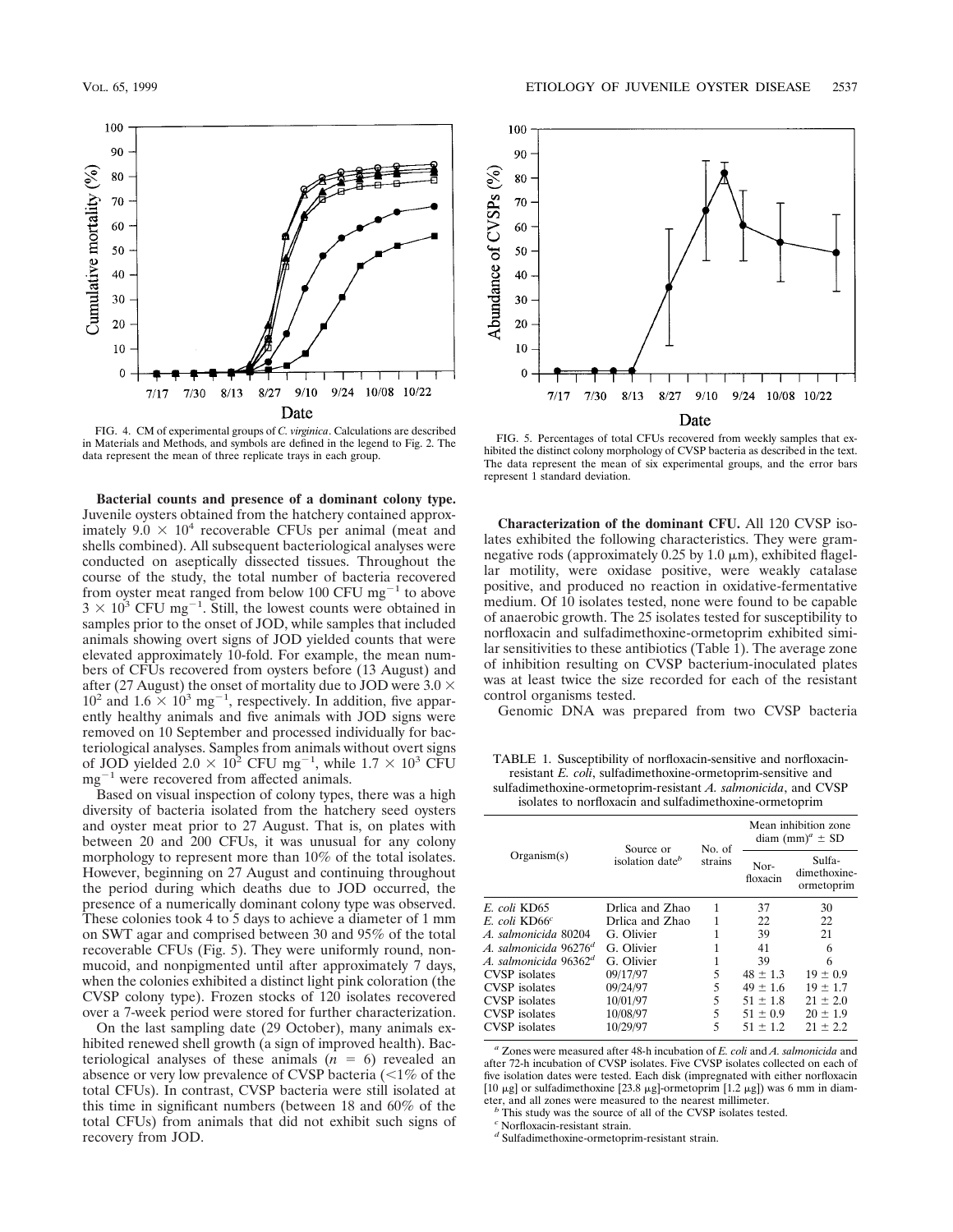FIG. 4. CM of experimental groups of *C. virginica*. Calculations are described in Materials and Methods, and symbols are defined in the legend to Fig. 2. The data represent the mean of three replicate trays in each group.

FIG. 5. Percentages of total CFUs recovered from weekly samples that exhibited the distinct colony morphology of CVSP bacteria as described in the text. The data represent the mean of six experimental groups, and the error bars represent 1 standard deviation.

**Bacterial counts and presence of a dominant colony type.** Juvenile oysters obtained from the hatchery contained approximately $9.0 \times 10^4$ recoverable CFUs per animal (meat and shells combined). All subsequent bacteriological analyses were conducted on aseptically dissected tissues. Throughout the course of the study, the total number of bacteria recovered from oyster meat ranged from below 100 CFU mg$^{-1}$ to above $3 \times 10^3$ CFU mg$^{-1}$. Still, the lowest counts were obtained in samples prior to the onset of JOD, while samples that included animals showing overt signs of JOD yielded counts that were elevated approximately 10-fold. For example, the mean numbers of CFUs recovered from oysters before (13 August) and after (27 August) the onset of mortality due to JOD were $3.0 \times 10^2$ and $1.6 \times 10^3$ mg$^{-1}$, respectively. In addition, five apparently healthy animals and five animals with JOD signs were removed on 10 September and processed individually for bacteriological analyses. Samples from animals without overt signs of JOD yielded $2.0 \times 10^2$ CFU mg$^{-1}$, while $1.7 \times 10^3$ CFU mg$^{-1}$ were recovered from affected animals.

Based on visual inspection of colony types, there was a high diversity of bacteria isolated from the hatchery seed oysters and oyster meat prior to 27 August. That is, on plates with between 20 and 200 CFUs, it was unusual for any colony morphology to represent more than 10% of the total isolates. However, beginning on 27 August and continuing throughout the period during which deaths due to JOD occurred, the presence of a numerically dominant colony type was observed. These colonies took 4 to 5 days to achieve a diameter of 1 mm on SWT agar and comprised between 30 and 95% of the total recoverable CFUs (Fig. 5). They were uniformly round, nonmucoid, and nonpigmented until after approximately 7 days, when the colonies exhibited a distinct light pink coloration (the CVSP colony type). Frozen stocks of 120 isolates recovered over a 7-week period were stored for further characterization.

On the last sampling date (29 October), many animals exhibited renewed shell growth (a sign of improved health). Bacteriological analyses of these animals ($n = 6$) revealed an absence or very low prevalence of CVSP bacteria (<1% of the total CFUs). In contrast, CVSP bacteria were still isolated at this time in significant numbers (between 18 and 60% of the total CFUs) from animals that did not exhibit such signs of recovery from JOD.

**Characterization of the dominant CFU.** All 120 CVSP isolates exhibited the following characteristics. They were gram-negative rods (approximately 0.25 by 1.0 μm), exhibited flagellar motility, were oxidase positive, were weakly catalase positive, and produced no reaction in oxidative-fermentative medium. Of 10 isolates tested, none were found to be capable of anaerobic growth. The 25 isolates tested for susceptibility to norfloxacin and sulfadimethoxine-ormetoprim exhibited similar sensitivities to these antibiotics (Table 1). The average zone of inhibition resulting on CVSP bacterium-inoculated plates was at least twice the size recorded for each of the resistant control organisms tested.

Genomic DNA was prepared from two CVSP bacteria

TABLE 1. Susceptibility of norfloxacin-sensitive and norfloxacin-resistant *E. coli*, sulfadimethoxine-ormetoprim-sensitive and sulfadimethoxine-ormetoprim-resistant *A. salmonicida*, and CVSP isolates to norfloxacin and sulfadimethoxine-ormetoprim

| Organism(s) | Source or isolation date[b] | No. of strains | Mean inhibition zone diam (mm)[a] ± SD | |
|---|---|---|---|---|
| | | | Norfloxacin | Sulfadimethoxine-ormetoprim |
| *E. coli* KD65 | Drlica and Zhao | 1 | 37 | 30 |
| *E. coli* KD66[c] | Drlica and Zhao | 1 | 22 | 22 |
| *A. salmonicida* 80204 | G. Olivier | 1 | 39 | 21 |
| *A. salmonicida* 96276[d] | G. Olivier | 1 | 41 | 6 |
| *A. salmonicida* 96362[d] | G. Olivier | 1 | 39 | 6 |
| CVSP isolates | 09/17/97 | 5 | 48 ± 1.3 | 19 ± 0.9 |
| CVSP isolates | 09/24/97 | 5 | 49 ± 1.6 | 19 ± 1.7 |
| CVSP isolates | 10/01/97 | 5 | 51 ± 1.8 | 21 ± 2.0 |
| CVSP isolates | 10/08/97 | 5 | 51 ± 0.9 | 20 ± 1.9 |
| CVSP isolates | 10/29/97 | 5 | 51 ± 1.2 | 21 ± 2.2 |

[a] Zones were measured after 48-h incubation of *E. coli* and *A. salmonicida* and after 72-h incubation of CVSP isolates. Five CVSP isolates collected on each of five isolation dates were tested. Each disk (impregnated with either norfloxacin [10 μg] or sulfadimethoxine [23.8 μg]-ormetoprim [1.2 μg]) was 6 mm in diameter, and all zones were measured to the nearest millimeter.

[b] This study was the source of all of the CVSP isolates tested.

[c] Norfloxacin-resistant strain.

[d] Sulfadimethoxine-ormetoprim-resistant strain.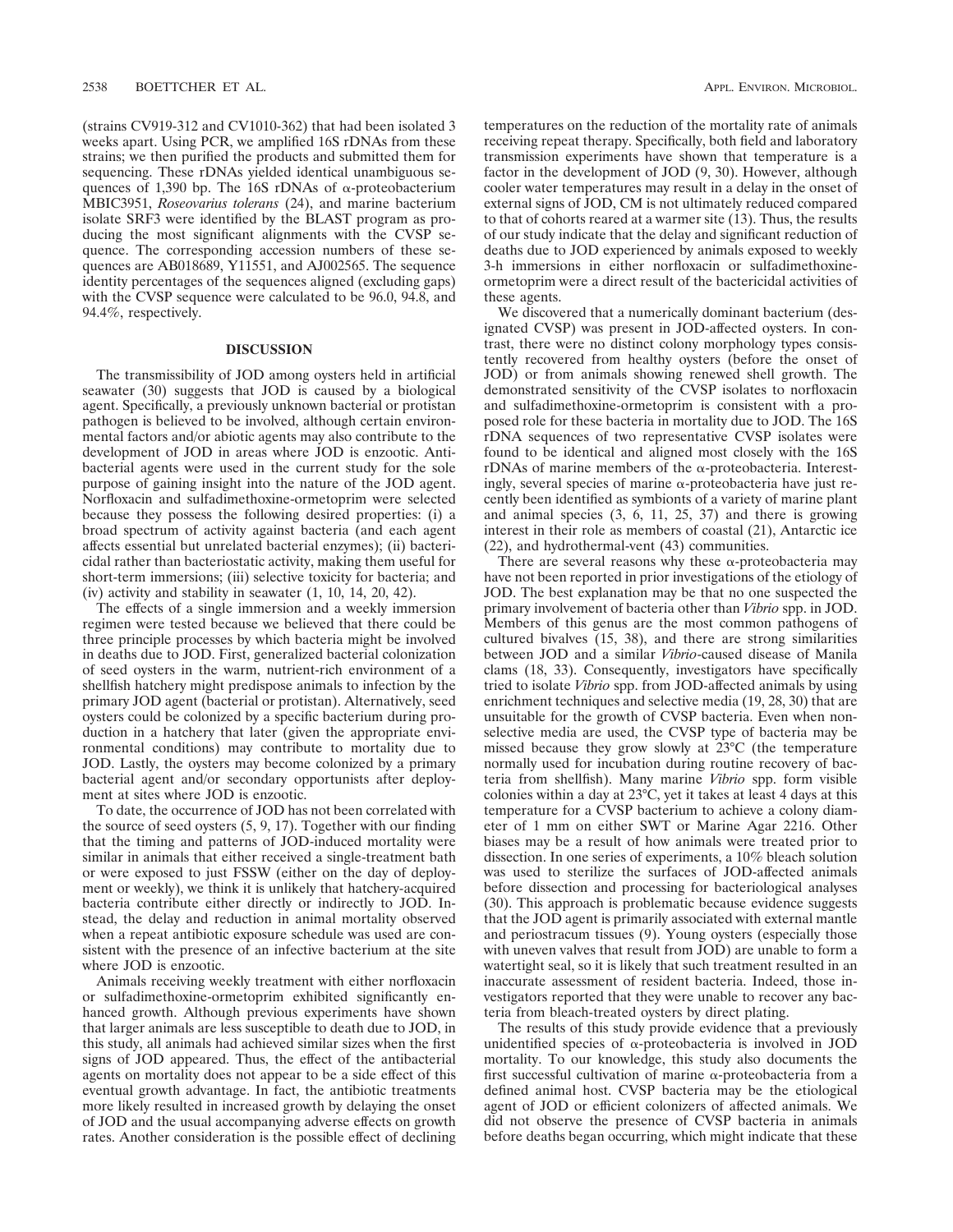(strains CV919-312 and CV1010-362) that had been isolated 3 weeks apart. Using PCR, we amplified 16S rDNAs from these strains; we then purified the products and submitted them for sequencing. These rDNAs yielded identical unambiguous sequences of 1,390 bp. The 16S rDNAs of α-proteobacterium MBIC3951, *Roseovarius tolerans* (24), and marine bacterium isolate SRF3 were identified by the BLAST program as producing the most significant alignments with the CVSP sequence. The corresponding accession numbers of these sequences are AB018689, Y11551, and AJ002565. The sequence identity percentages of the sequences aligned (excluding gaps) with the CVSP sequence were calculated to be 96.0, 94.8, and 94.4%, respectively.

## DISCUSSION

The transmissibility of JOD among oysters held in artificial seawater (30) suggests that JOD is caused by a biological agent. Specifically, a previously unknown bacterial or protistan pathogen is believed to be involved, although certain environmental factors and/or abiotic agents may also contribute to the development of JOD in areas where JOD is enzootic. Antibacterial agents were used in the current study for the sole purpose of gaining insight into the nature of the JOD agent. Norfloxacin and sulfadimethoxine-ormetoprim were selected because they possess the following desired properties: (i) a broad spectrum of activity against bacteria (and each agent affects essential but unrelated bacterial enzymes); (ii) bactericidal rather than bacteriostatic activity, making them useful for short-term immersions; (iii) selective toxicity for bacteria; and (iv) activity and stability in seawater (1, 10, 14, 20, 42).

The effects of a single immersion and a weekly immersion regimen were tested because we believed that there could be three principle processes by which bacteria might be involved in deaths due to JOD. First, generalized bacterial colonization of seed oysters in the warm, nutrient-rich environment of a shellfish hatchery might predispose animals to infection by the primary JOD agent (bacterial or protistan). Alternatively, seed oysters could be colonized by a specific bacterium during production in a hatchery that later (given the appropriate environmental conditions) may contribute to mortality due to JOD. Lastly, the oysters may become colonized by a primary bacterial agent and/or secondary opportunists after deployment at sites where JOD is enzootic.

To date, the occurrence of JOD has not been correlated with the source of seed oysters (5, 9, 17). Together with our finding that the timing and patterns of JOD-induced mortality were similar in animals that either received a single-treatment bath or were exposed to just FSSW (either on the day of deployment or weekly), we think it is unlikely that hatchery-acquired bacteria contribute either directly or indirectly to JOD. Instead, the delay and reduction in animal mortality observed when a repeat antibiotic exposure schedule was used are consistent with the presence of an infective bacterium at the site where JOD is enzootic.

Animals receiving weekly treatment with either norfloxacin or sulfadimethoxine-ormetoprim exhibited significantly enhanced growth. Although previous experiments have shown that larger animals are less susceptible to death due to JOD, in this study, all animals had achieved similar sizes when the first signs of JOD appeared. Thus, the effect of the antibacterial agents on mortality does not appear to be a side effect of this eventual growth advantage. In fact, the antibiotic treatments more likely resulted in increased growth by delaying the onset of JOD and the usual accompanying adverse effects on growth rates. Another consideration is the possible effect of declining temperatures on the reduction of the mortality rate of animals receiving repeat therapy. Specifically, both field and laboratory transmission experiments have shown that temperature is a factor in the development of JOD (9, 30). However, although cooler water temperatures may result in a delay in the onset of external signs of JOD, CM is not ultimately reduced compared to that of cohorts reared at a warmer site (13). Thus, the results of our study indicate that the delay and significant reduction of deaths due to JOD experienced by animals exposed to weekly 3-h immersions in either norfloxacin or sulfadimethoxine-ormetoprim were a direct result of the bactericidal activities of these agents.

We discovered that a numerically dominant bacterium (designated CVSP) was present in JOD-affected oysters. In contrast, there were no distinct colony morphology types consistently recovered from healthy oysters (before the onset of JOD) or from animals showing renewed shell growth. The demonstrated sensitivity of the CVSP isolates to norfloxacin and sulfadimethoxine-ormetoprim is consistent with a proposed role for these bacteria in mortality due to JOD. The 16S rDNA sequences of two representative CVSP isolates were found to be identical and aligned most closely with the 16S rDNAs of marine members of the α-proteobacteria. Interestingly, several species of marine α-proteobacteria have just recently been identified as symbionts of a variety of marine plant and animal species (3, 6, 11, 25, 37) and there is growing interest in their role as members of coastal (21), Antarctic ice (22), and hydrothermal-vent (43) communities.

There are several reasons why these α-proteobacteria may have not been reported in prior investigations of the etiology of JOD. The best explanation may be that no one suspected the primary involvement of bacteria other than *Vibrio* spp. in JOD. Members of this genus are the most common pathogens of cultured bivalves (15, 38), and there are strong similarities between JOD and a similar *Vibrio*-caused disease of Manila clams (18, 33). Consequently, investigators have specifically tried to isolate *Vibrio* spp. from JOD-affected animals by using enrichment techniques and selective media (19, 28, 30) that are unsuitable for the growth of CVSP bacteria. Even when nonselective media are used, the CVSP type of bacteria may be missed because they grow slowly at 23°C (the temperature normally used for incubation during routine recovery of bacteria from shellfish). Many marine *Vibrio* spp. form visible colonies within a day at 23°C, yet it takes at least 4 days at this temperature for a CVSP bacterium to achieve a colony diameter of 1 mm on either SWT or Marine Agar 2216. Other biases may be a result of how animals were treated prior to dissection. In one series of experiments, a 10% bleach solution was used to sterilize the surfaces of JOD-affected animals before dissection and processing for bacteriological analyses (30). This approach is problematic because evidence suggests that the JOD agent is primarily associated with external mantle and periostracum tissues (9). Young oysters (especially those with uneven valves that result from JOD) are unable to form a watertight seal, so it is likely that such treatment resulted in an inaccurate assessment of resident bacteria. Indeed, those investigators reported that they were unable to recover any bacteria from bleach-treated oysters by direct plating.

The results of this study provide evidence that a previously unidentified species of α-proteobacteria is involved in JOD mortality. To our knowledge, this study also documents the first successful cultivation of marine α-proteobacteria from a defined animal host. CVSP bacteria may be the etiological agent of JOD or efficient colonizers of affected animals. We did not observe the presence of CVSP bacteria in animals before deaths began occurring, which might indicate that these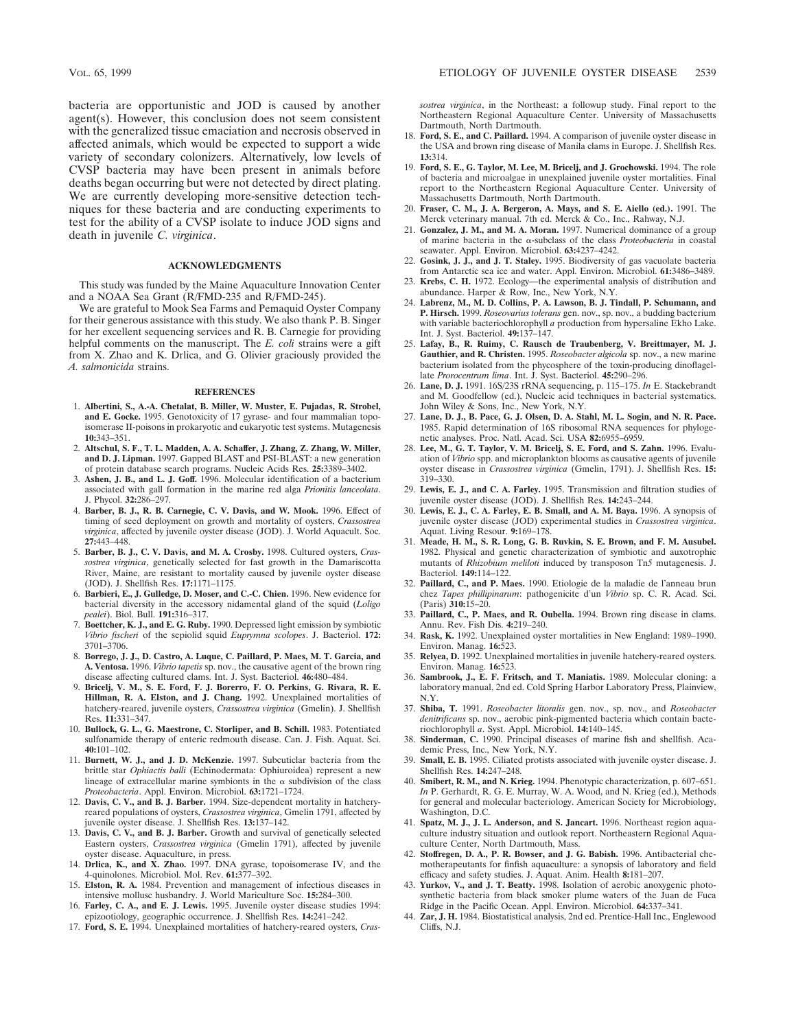bacteria are opportunistic and JOD is caused by another agent(s). However, this conclusion does not seem consistent with the generalized tissue emaciation and necrosis observed in affected animals, which would be expected to support a wide variety of secondary colonizers. Alternatively, low levels of CVSP bacteria may have been present in animals before deaths began occurring but were not detected by direct plating. We are currently developing more-sensitive detection techniques for these bacteria and are conducting experiments to test for the ability of a CVSP isolate to induce JOD signs and death in juvenile *C. virginica*.

## ACKNOWLEDGMENTS

This study was funded by the Maine Aquaculture Innovation Center and a NOAA Sea Grant (R/FMD-235 and R/FMD-245).

We are grateful to Mook Sea Farms and Pemaquid Oyster Company for their generous assistance with this study. We also thank P. B. Singer for her excellent sequencing services and R. B. Carnegie for providing helpful comments on the manuscript. The *E. coli* strains were a gift from X. Zhao and K. Drlica, and G. Olivier graciously provided the *A. salmonicida* strains.

## REFERENCES

1. **Albertini, S., A.-A. Chetalat, B. Miller, W. Muster, E. Pujadas, R. Strobel, and E. Gocke.** 1995. Genotoxicity of 17 gyrase- and four mammalian topoisomerase II-poisons in prokaryotic and eukaryotic test systems. Mutagenesis **10:**343–351.
2. **Altschul, S. F., T. L. Madden, A. A. Schaffer, J. Zhang, Z. Zhang, W. Miller, and D. J. Lipman.** 1997. Gapped BLAST and PSI-BLAST: a new generation of protein database search programs. Nucleic Acids Res. **25:**3389–3402.
3. **Ashen, J. B., and L. J. Goff.** 1996. Molecular identification of a bacterium associated with gall formation in the marine red alga *Prionitis lanceolata*. J. Phycol. **32:**286–297.
4. **Barber, B. J., R. B. Carnegie, C. V. Davis, and W. Mook.** 1996. Effect of timing of seed deployment on growth and mortality of oysters, *Crassostrea virginica*, affected by juvenile oyster disease (JOD). J. World Aquacult. Soc. **27:**443–448.
5. **Barber, B. J., C. V. Davis, and M. A. Crosby.** 1998. Cultured oysters, *Crassostrea virginica*, genetically selected for fast growth in the Damariscotta River, Maine, are resistant to mortality caused by juvenile oyster disease (JOD). J. Shellfish Res. **17:**1171–1175.
6. **Barbieri, E., J. Gulledge, D. Moser, and C.-C. Chien.** 1996. New evidence for bacterial diversity in the accessory nidamental gland of the squid (*Loligo pealei*). Biol. Bull. **191:**316–317.
7. **Boettcher, K. J., and E. G. Ruby.** 1990. Depressed light emission by symbiotic *Vibrio fischeri* of the sepiolid squid *Euprymna scolopes*. J. Bacteriol. **172:** 3701–3706.
8. **Borrego, J. J., D. Castro, A. Luque, C. Paillard, P. Maes, M. T. Garcia, and A. Ventosa.** 1996. *Vibrio tapetis* sp. nov., the causative agent of the brown ring disease affecting cultured clams. Int. J. Syst. Bacteriol. **46:**480–484.
9. **Bricelj, V. M., S. E. Ford, F. J. Borerro, F. O. Perkins, G. Rivara, R. E. Hillman, R. A. Elston, and J. Chang.** 1992. Unexplained mortalities of hatchery-reared, juvenile oysters, *Crassostrea virginica* (Gmelin). J. Shellfish Res. **11:**331–347.
10. **Bullock, G. L., G. Maestrone, C. Storliper, and B. Schill.** 1983. Potentiated sulfonamide therapy of enteric redmouth disease. Can. J. Fish. Aquat. Sci. **40:**101–102.
11. **Burnett, W. J., and J. D. McKenzie.** 1997. Subcuticlar bacteria from the brittle star *Ophiactis balli* (Echinodermata: Ophiuroidea) represent a new lineage of extracellular marine symbionts in the α subdivision of the class *Proteobacteria*. Appl. Environ. Microbiol. **63:**1721–1724.
12. **Davis, C. V., and B. J. Barber.** 1994. Size-dependent mortality in hatchery-reared populations of oysters, *Crassostrea virginica*, Gmelin 1791, affected by juvenile oyster disease. J. Shellfish Res. **13:**137–142.
13. **Davis, C. V., and B. J. Barber.** Growth and survival of genetically selected Eastern oysters, *Crassostrea virginica* (Gmelin 1791), affected by juvenile oyster disease. Aquaculture, in press.
14. **Drlica, K., and X. Zhao.** 1997. DNA gyrase, topoisomerase IV, and the 4-quinolones. Microbiol. Mol. Rev. **61:**377–392.
15. **Elston, R. A.** 1984. Prevention and management of infectious diseases in intensive mollusc husbandry. J. World Mariculture Soc. **15:**284–300.
16. **Farley, C. A., and E. J. Lewis.** 1995. Juvenile oyster disease studies 1994: epizootiology, geographic occurrence. J. Shellfish Res. **14:**241–242.
17. **Ford, S. E.** 1994. Unexplained mortalities of hatchery-reared oysters, *Crassostrea virginica*, in the Northeast: a followup study. Final report to the Northeastern Regional Aquaculture Center. University of Massachusetts Dartmouth, North Dartmouth.
18. **Ford, S. E., and C. Paillard.** 1994. A comparison of juvenile oyster disease in the USA and brown ring disease of Manila clams in Europe. J. Shellfish Res. **13:**314.
19. **Ford, S. E., G. Taylor, M. Lee, M. Bricelj, and J. Grochowski.** 1994. The role of bacteria and microalgae in unexplained juvenile oyster mortalities. Final report to the Northeastern Regional Aquaculture Center. University of Massachusetts Dartmouth, North Dartmouth.
20. **Fraser, C. M., J. A. Bergeron, A. Mays, and S. E. Aiello (ed.).** 1991. The Merck veterinary manual. 7th ed. Merck & Co., Inc., Rahway, N.J.
21. **Gonzalez, J. M., and M. A. Moran.** 1997. Numerical dominance of a group of marine bacteria in the α-subclass of the class *Proteobacteria* in coastal seawater. Appl. Environ. Microbiol. **63:**4237–4242.
22. **Gosink, J. J., and J. T. Staley.** 1995. Biodiversity of gas vacuolate bacteria from Antarctic sea ice and water. Appl. Environ. Microbiol. **61:**3486–3489.
23. **Krebs, C. H.** 1972. Ecology—the experimental analysis of distribution and abundance. Harper & Row, Inc., New York, N.Y.
24. **Labrenz, M., M. D. Collins, P. A. Lawson, B. J. Tindall, P. Schumann, and P. Hirsch.** 1999. *Roseovarius tolerans* gen. nov., sp. nov., a budding bacterium with variable bacteriochlorophyll *a* production from hypersaline Ekho Lake. Int. J. Syst. Bacteriol. **49:**137–147.
25. **Lafay, B., R. Ruimy, C. Rausch de Traubenberg, V. Breittmayer, M. J. Gauthier, and R. Christen.** 1995. *Roseobacter algicola* sp. nov., a new marine bacterium isolated from the phycosphere of the toxin-producing dinoflagellate *Prorocentrum lima*. Int. J. Syst. Bacteriol. **45:**290–296.
26. **Lane, D. J.** 1991. 16S/23S rRNA sequencing, p. 115–175. *In* E. Stackebrandt and M. Goodfellow (ed.), Nucleic acid techniques in bacterial systematics. John Wiley & Sons, Inc., New York, N.Y.
27. **Lane, D. J., B. Pace, G. J. Olsen, D. A. Stahl, M. L. Sogin, and N. R. Pace.** 1985. Rapid determination of 16S ribosomal RNA sequences for phylogenetic analyses. Proc. Natl. Acad. Sci. USA **82:**6955–6959.
28. **Lee, M., G. T. Taylor, V. M. Bricelj, S. E. Ford, and S. Zahn.** 1996. Evaluation of *Vibrio* spp. and microplankton blooms as causative agents of juvenile oyster disease in *Crassostrea virginica* (Gmelin, 1791). J. Shellfish Res. **15:** 319–330.
29. **Lewis, E. J., and C. A. Farley.** 1995. Transmission and filtration studies of juvenile oyster disease (JOD). J. Shellfish Res. **14:**243–244.
30. **Lewis, E. J., C. A. Farley, E. B. Small, and A. M. Baya.** 1996. A synopsis of juvenile oyster disease (JOD) experimental studies in *Crassostrea virginica*. Aquat. Living Resour. **9:**169–178.
31. **Meade, H. M., S. R. Long, G. B. Ruvkin, S. E. Brown, and F. M. Ausubel.** 1982. Physical and genetic characterization of symbiotic and auxotrophic mutants of *Rhizobium meliloti* induced by transposon Tn*5* mutagenesis. J. Bacteriol. **149:**114–122.
32. **Paillard, C., and P. Maes.** 1990. Etiologie de la maladie de l'anneau brun chez *Tapes phillipinarum*: pathogenicite d'un *Vibrio* sp. C. R. Acad. Sci. (Paris) **310:**15–20.
33. **Paillard, C., P. Maes, and R. Oubella.** 1994. Brown ring disease in clams. Annu. Rev. Fish Dis. **4:**219–240.
34. **Rask, K.** 1992. Unexplained oyster mortalities in New England: 1989–1990. Environ. Manag. **16:**523.
35. **Relyea, D.** 1992. Unexplained mortalities in juvenile hatchery-reared oysters. Environ. Manag. **16:**523.
36. **Sambrook, J., E. F. Fritsch, and T. Maniatis.** 1989. Molecular cloning: a laboratory manual, 2nd ed. Cold Spring Harbor Laboratory Press, Plainview, N.Y.
37. **Shiba, T.** 1991. *Roseobacter litoralis* gen. nov., sp. nov., and *Roseobacter denitrificans* sp. nov., aerobic pink-pigmented bacteria which contain bacteriochlorophyll *a*. Syst. Appl. Microbiol. **14:**140–145.
38. **Sinderman, C.** 1990. Principal diseases of marine fish and shellfish. Academic Press, Inc., New York, N.Y.
39. **Small, E. B.** 1995. Ciliated protists associated with juvenile oyster disease. J. Shellfish Res. **14:**247–248.
40. **Smibert, R. M., and N. Krieg.** 1994. Phenotypic characterization, p. 607–651. *In* P. Gerhardt, R. G. E. Murray, W. A. Wood, and N. Krieg (ed.), Methods for general and molecular bacteriology. American Society for Microbiology, Washington, D.C.
41. **Spatz, M. J., J. L. Anderson, and S. Jancart.** 1996. Northeast region aquaculture industry situation and outlook report. Northeastern Regional Aquaculture Center, North Dartmouth, Mass.
42. **Stoffregen, D. A., P. R. Bowser, and J. G. Babish.** 1996. Antibacterial chemotherapeutants for finfish aquaculture: a synopsis of laboratory and field efficacy and safety studies. J. Aquat. Anim. Health **8:**181–207.
43. **Yurkov, V., and J. T. Beatty.** 1998. Isolation of aerobic anoxygenic photosynthetic bacteria from black smoker plume waters of the Juan de Fuca Ridge in the Pacific Ocean. Appl. Environ. Microbiol. **64:**337–341.
44. **Zar, J. H.** 1984. Biostatistical analysis, 2nd ed. Prentice-Hall Inc., Englewood Cliffs, N.J.